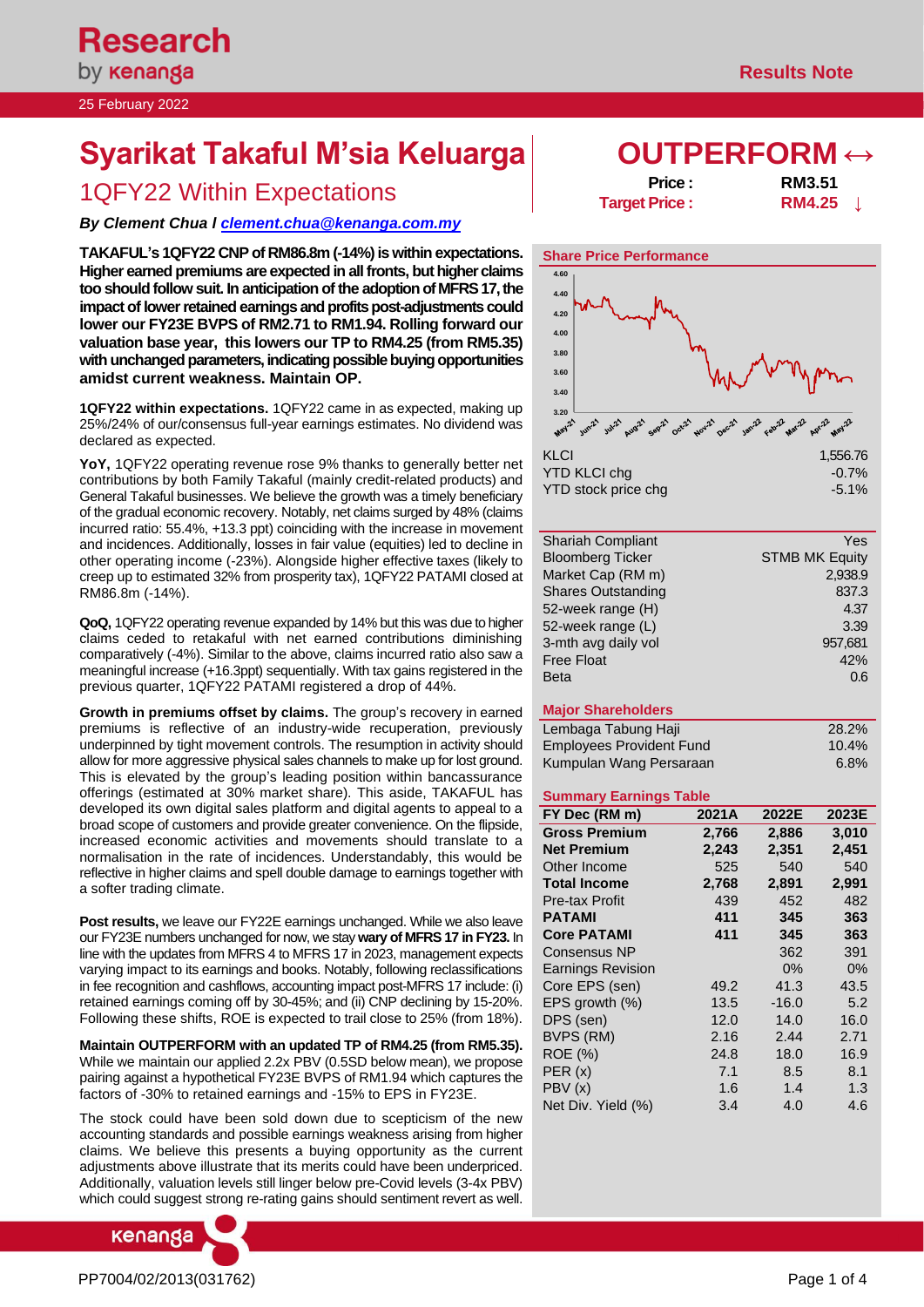Research by kenanga

Results Note

25 February 2022

# Syarikat Takaful M'sia Keluarga

## 1QFY22 Within Expectations

*By Clement Chua l clement.chua@kenanga.com.my*

**OUTPERFORM ↔**

**Price :** RM3.51

**Target Price :** RM4.25 ↓

**TAKAFUL's 1QFY22 CNP of RM86.8m (-14%) is within expectations. Higher earned premiums are expected in all fronts, but higher claims too should follow suit. In anticipation of the adoption of MFRS 17, the impact of lower retained earnings and profits post-adjustments could lower our FY23E BVPS of RM2.71 to RM1.94. Rolling forward our valuation base year, this lowers our TP to RM4.25 (from RM5.35) with unchanged parameters, indicating possible buying opportunities amidst current weakness. Maintain OP.**

**1QFY22 within expectations.** 1QFY22 came in as expected, making up 25%/24% of our/consensus full-year earnings estimates. No dividend was declared as expected.

**YoY,** 1QFY22 operating revenue rose 9% thanks to generally better net contributions by both Family Takaful (mainly credit-related products) and General Takaful businesses. We believe the growth was a timely beneficiary of the gradual economic recovery. Notably, net claims surged by 48% (claims incurred ratio: 55.4%, +13.3 ppt) coinciding with the increase in movement and incidences. Additionally, losses in fair value (equities) led to decline in other operating income (-23%). Alongside higher effective taxes (likely to creep up to estimated 32% from prosperity tax), 1QFY22 PATAMI closed at RM86.8m (-14%).

**QoQ,** 1QFY22 operating revenue expanded by 14% but this was due to higher claims ceded to retakaful with net earned contributions diminishing comparatively (-4%). Similar to the above, claims incurred ratio also saw a meaningful increase (+16.3ppt) sequentially. With tax gains registered in the previous quarter, 1QFY22 PATAMI registered a drop of 44%.

**Growth in premiums offset by claims.** The group's recovery in earned premiums is reflective of an industry-wide recuperation, previously underpinned by tight movement controls. The resumption in activity should allow for more aggressive physical sales channels to make up for lost ground. This is elevated by the group's leading position within bancassurance offerings (estimated at 30% market share). This aside, TAKAFUL has developed its own digital sales platform and digital agents to appeal to a broad scope of customers and provide greater convenience. On the flipside, increased economic activities and movements should translate to a normalisation in the rate of incidences. Understandably, this would be reflective in higher claims and spell double damage to earnings together with a softer trading climate.

**Post results,** we leave our FY22E earnings unchanged. While we also leave our FY23E numbers unchanged for now, we stay **wary of MFRS 17 in FY23.** In line with the updates from MFRS 4 to MFRS 17 in 2023, management expects varying impact to its earnings and books. Notably, following reclassifications in fee recognition and cashflows, accounting impact post-MFRS 17 include: (i) retained earnings coming off by 30-45%; and (ii) CNP declining by 15-20%. Following these shifts, ROE is expected to trail close to 25% (from 18%).

**Maintain OUTPERFORM with an updated TP of RM4.25 (from RM5.35).** While we maintain our applied 2.2x PBV (0.5SD below mean), we propose pairing against a hypothetical FY23E BVPS of RM1.94 which captures the factors of -30% to retained earnings and -15% to EPS in FY23E.

The stock could have been sold down due to scepticism of the new accounting standards and possible earnings weakness arising from higher claims. We believe this presents a buying opportunity as the current adjustments above illustrate that its merits could have been underpriced. Additionally, valuation levels still linger below pre-Covid levels (3-4x PBV) which could suggest strong re-rating gains should sentiment revert as well.

### Share Price Performance

| | |
|---|---|
| KLCI | 1,556.76 |
| YTD KLCI chg | -0.7% |
| YTD stock price chg | -5.1% |

### Stock Information

| | |
|---|---|
| Shariah Compliant | Yes |
| Bloomberg Ticker | STMB MK Equity |
| Market Cap (RM m) | 2,938.9 |
| Shares Outstanding | 837.3 |
| 52-week range (H) | 4.37 |
| 52-week range (L) | 3.39 |
| 3-mth avg daily vol | 957,681 |
| Free Float | 42% |
| Beta | 0.6 |

### Major Shareholders

| | |
|---|---|
| Lembaga Tabung Haji | 28.2% |
| Employees Provident Fund | 10.4% |
| Kumpulan Wang Persaraan | 6.8% |

### Summary Earnings Table

| FY Dec (RM m) | 2021A | 2022E | 2023E |
|---|---|---|---|
| **Gross Premium** | **2,766** | **2,886** | **3,010** |
| **Net Premium** | **2,243** | **2,351** | **2,451** |
| Other Income | 525 | 540 | 540 |
| **Total Income** | **2,768** | **2,891** | **2,991** |
| Pre-tax Profit | 439 | 452 | 482 |
| **PATAMI** | **411** | **345** | **363** |
| **Core PATAMI** | **411** | **345** | **363** |
| Consensus NP | | 362 | 391 |
| Earnings Revision | | 0% | 0% |
| Core EPS (sen) | 49.2 | 41.3 | 43.5 |
| EPS growth (%) | 13.5 | -16.0 | 5.2 |
| DPS (sen) | 12.0 | 14.0 | 16.0 |
| BVPS (RM) | 2.16 | 2.44 | 2.71 |
| ROE (%) | 24.8 | 18.0 | 16.9 |
| PER (x) | 7.1 | 8.5 | 8.1 |
| PBV (x) | 1.6 | 1.4 | 1.3 |
| Net Div. Yield (%) | 3.4 | 4.0 | 4.6 |

PP7004/02/2013(031762)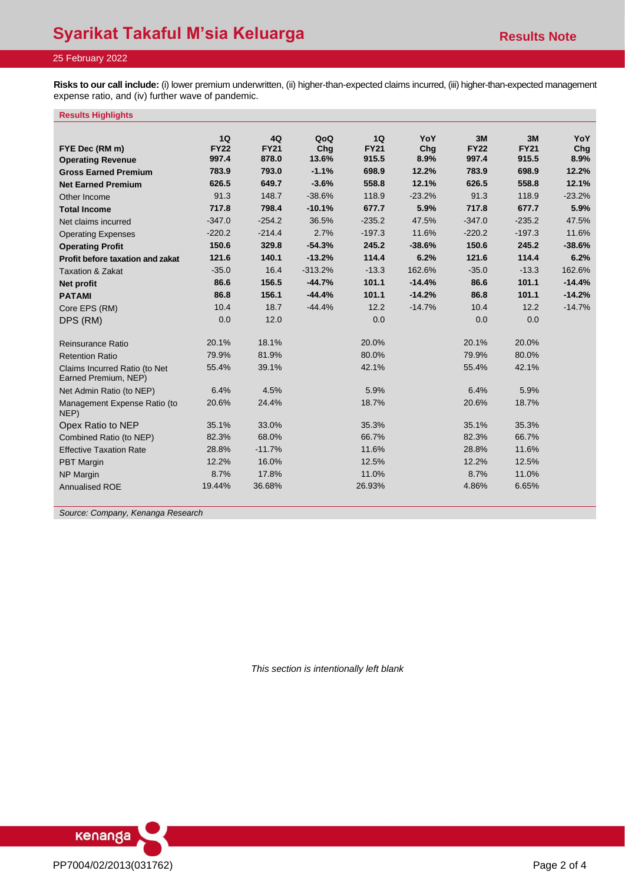**Risks to our call include:** (i) lower premium underwritten, (ii) higher-than-expected claims incurred, (iii) higher-than-expected management expense ratio, and (iv) further wave of pandemic.

**Results Highlights**

| FYE Dec (RM m) | 1Q FY22 | 4Q FY21 | QoQ Chg | 1Q FY21 | YoY Chg | 3M FY22 | 3M FY21 | YoY Chg |
|---|---|---|---|---|---|---|---|---|
| **Operating Revenue** | **997.4** | **878.0** | **13.6%** | **915.5** | **8.9%** | **997.4** | **915.5** | **8.9%** |
| **Gross Earned Premium** | **783.9** | **793.0** | **-1.1%** | **698.9** | **12.2%** | **783.9** | **698.9** | **12.2%** |
| **Net Earned Premium** | **626.5** | **649.7** | **-3.6%** | **558.8** | **12.1%** | **626.5** | **558.8** | **12.1%** |
| Other Income | 91.3 | 148.7 | -38.6% | 118.9 | -23.2% | 91.3 | 118.9 | -23.2% |
| **Total Income** | **717.8** | **798.4** | **-10.1%** | **677.7** | **5.9%** | **717.8** | **677.7** | **5.9%** |
| Net claims incurred | -347.0 | -254.2 | 36.5% | -235.2 | 47.5% | -347.0 | -235.2 | 47.5% |
| Operating Expenses | -220.2 | -214.4 | 2.7% | -197.3 | 11.6% | -220.2 | -197.3 | 11.6% |
| **Operating Profit** | **150.6** | **329.8** | **-54.3%** | **245.2** | **-38.6%** | **150.6** | **245.2** | **-38.6%** |
| **Profit before taxation and zakat** | **121.6** | **140.1** | **-13.2%** | **114.4** | **6.2%** | **121.6** | **114.4** | **6.2%** |
| Taxation & Zakat | -35.0 | 16.4 | -313.2% | -13.3 | 162.6% | -35.0 | -13.3 | 162.6% |
| **Net profit** | **86.6** | **156.5** | **-44.7%** | **101.1** | **-14.4%** | **86.6** | **101.1** | **-14.4%** |
| **PATAMI** | **86.8** | **156.1** | **-44.4%** | **101.1** | **-14.2%** | **86.8** | **101.1** | **-14.2%** |
| Core EPS (RM) | 10.4 | 18.7 | -44.4% | 12.2 | -14.7% | 10.4 | 12.2 | -14.7% |
| DPS (RM) | 0.0 | 12.0 | | 0.0 | | 0.0 | 0.0 | |
| | | | | | | | | |
| Reinsurance Ratio | 20.1% | 18.1% | | 20.0% | | 20.1% | 20.0% | |
| Retention Ratio | 79.9% | 81.9% | | 80.0% | | 79.9% | 80.0% | |
| Claims Incurred Ratio (to Net Earned Premium, NEP) | 55.4% | 39.1% | | 42.1% | | 55.4% | 42.1% | |
| Net Admin Ratio (to NEP) | 6.4% | 4.5% | | 5.9% | | 6.4% | 5.9% | |
| Management Expense Ratio (to NEP) | 20.6% | 24.4% | | 18.7% | | 20.6% | 18.7% | |
| Opex Ratio to NEP | 35.1% | 33.0% | | 35.3% | | 35.1% | 35.3% | |
| Combined Ratio (to NEP) | 82.3% | 68.0% | | 66.7% | | 82.3% | 66.7% | |
| Effective Taxation Rate | 28.8% | -11.7% | | 11.6% | | 28.8% | 11.6% | |
| PBT Margin | 12.2% | 16.0% | | 12.5% | | 12.2% | 12.5% | |
| NP Margin | 8.7% | 17.8% | | 11.0% | | 8.7% | 11.0% | |
| Annualised ROE | 19.44% | 36.68% | | 26.93% | | 4.86% | 6.65% | |

*Source: Company, Kenanga Research*

*This section is intentionally left blank*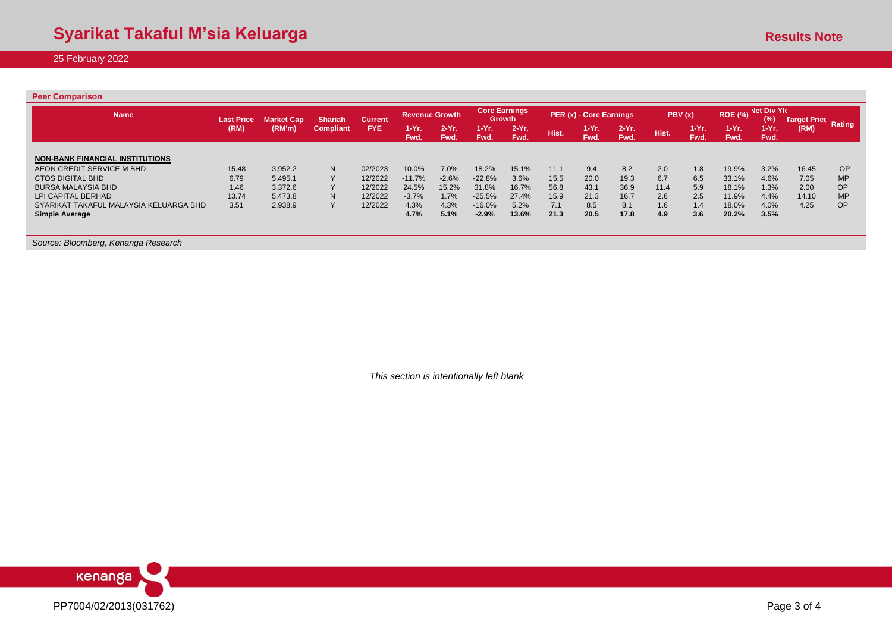## Peer Comparison

| Name | Last Price (RM) | Market Cap (RM'm) | Shariah Compliant | Current FYE | Revenue Growth | | Core Earnings Growth | | PER (x) - Core Earnings | | | PBV (x) | | ROE (%) | Net Div Yld (%) | Target Price (RM) | Rating |
|---|---|---|---|---|---|---|---|---|---|---|---|---|---|---|---|---|---|
| | | | | | 1-Yr. Fwd. | 2-Yr. Fwd. | 1-Yr. Fwd. | 2-Yr. Fwd. | Hist. | 1-Yr. Fwd. | 2-Yr. Fwd. | Hist. | 1-Yr. Fwd. | 1-Yr. Fwd. | 1-Yr. Fwd. | | |
| **NON-BANK FINANCIAL INSTITUTIONS** | | | | | | | | | | | | | | | | | |
| AEON CREDIT SERVICE M BHD | 15.48 | 3,952.2 | N | 02/2023 | 10.0% | 7.0% | 18.2% | 15.1% | 11.1 | 9.4 | 8.2 | 2.0 | 1.8 | 19.9% | 3.2% | 16.45 | OP |
| CTOS DIGITAL BHD | 6.79 | 5,495.1 | Y | 12/2022 | -11.7% | -2.6% | -22.8% | 3.6% | 15.5 | 20.0 | 19.3 | 6.7 | 6.5 | 33.1% | 4.6% | 7.05 | MP |
| BURSA MALAYSIA BHD | 1.46 | 3,372.6 | Y | 12/2022 | 24.5% | 15.2% | 31.8% | 16.7% | 56.8 | 43.1 | 36.9 | 11.4 | 5.9 | 18.1% | 1.3% | 2.00 | OP |
| LPI CAPITAL BERHAD | 13.74 | 5,473.8 | N | 12/2022 | -3.7% | 1.7% | -25.5% | 27.4% | 15.9 | 21.3 | 16.7 | 2.6 | 2.5 | 11.9% | 4.4% | 14.10 | MP |
| SYARIKAT TAKAFUL MALAYSIA KELUARGA BHD | 3.51 | 2,938.9 | Y | 12/2022 | 4.3% | 4.3% | -16.0% | 5.2% | 7.1 | 8.5 | 8.1 | 1.6 | 1.4 | 18.0% | 4.0% | 4.25 | OP |
| **Simple Average** | | | | | **4.7%** | **5.1%** | **-2.9%** | **13.6%** | **21.3** | **20.5** | **17.8** | **4.9** | **3.6** | **20.2%** | **3.5%** | | |

*Source: Bloomberg, Kenanga Research*

*This section is intentionally left blank*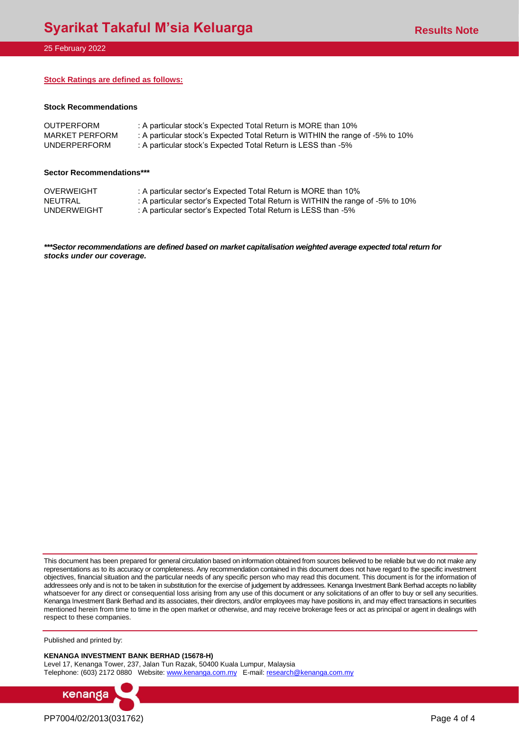**Stock Ratings are defined as follows:**

#### Stock Recommendations

| | |
|---|---|
| OUTPERFORM | : A particular stock's Expected Total Return is MORE than 10% |
| MARKET PERFORM | : A particular stock's Expected Total Return is WITHIN the range of -5% to 10% |
| UNDERPERFORM | : A particular stock's Expected Total Return is LESS than -5% |

#### Sector Recommendations***

| | |
|---|---|
| OVERWEIGHT | : A particular sector's Expected Total Return is MORE than 10% |
| NEUTRAL | : A particular sector's Expected Total Return is WITHIN the range of -5% to 10% |
| UNDERWEIGHT | : A particular sector's Expected Total Return is LESS than -5% |

***\*\*\*Sector recommendations are defined based on market capitalisation weighted average expected total return for stocks under our coverage.***

This document has been prepared for general circulation based on information obtained from sources believed to be reliable but we do not make any representations as to its accuracy or completeness. Any recommendation contained in this document does not have regard to the specific investment objectives, financial situation and the particular needs of any specific person who may read this document. This document is for the information of addressees only and is not to be taken in substitution for the exercise of judgement by addressees. Kenanga Investment Bank Berhad accepts no liability whatsoever for any direct or consequential loss arising from any use of this document or any solicitations of an offer to buy or sell any securities. Kenanga Investment Bank Berhad and its associates, their directors, and/or employees may have positions in, and may effect transactions in securities mentioned herein from time to time in the open market or otherwise, and may receive brokerage fees or act as principal or agent in dealings with respect to these companies.

Published and printed by:

**KENANGA INVESTMENT BANK BERHAD (15678-H)**
Level 17, Kenanga Tower, 237, Jalan Tun Razak, 50400 Kuala Lumpur, Malaysia
Telephone: (603) 2172 0880 Website: www.kenanga.com.my E-mail: research@kenanga.com.my

PP7004/02/2013(031762)